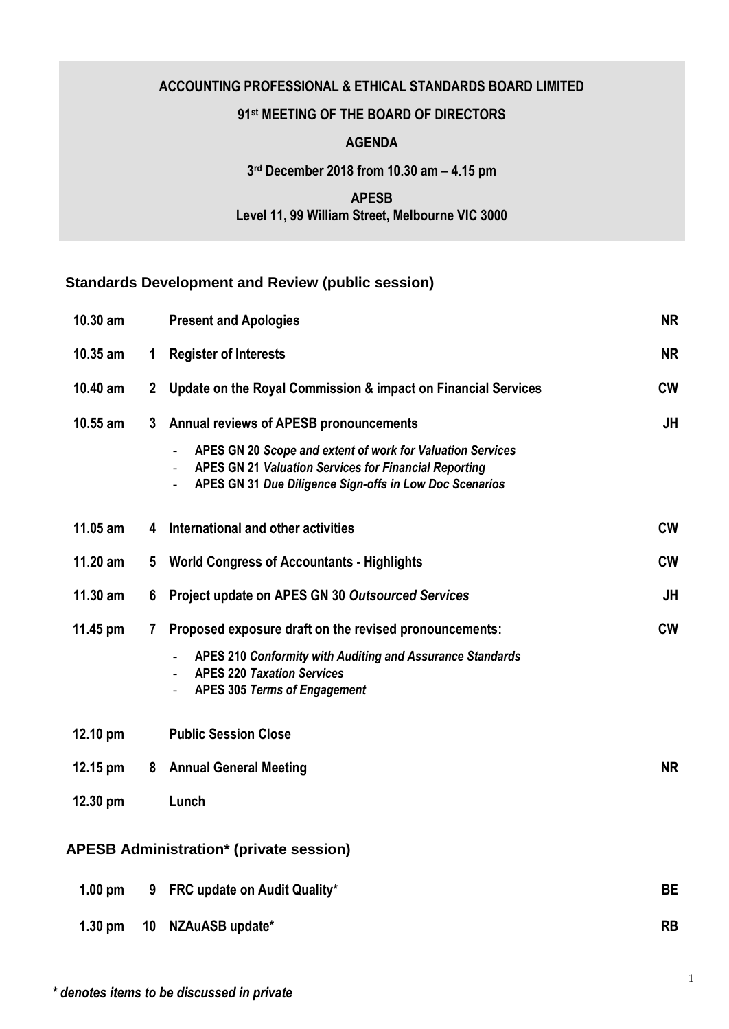**ACCOUNTING PROFESSIONAL & ETHICAL STANDARDS BOARD LIMITED**

**91st MEETING OF THE BOARD OF DIRECTORS**

**AGENDA**

**3rd December 2018 from 10.30 am – 4.15 pm**

**APESB**
**Level 11, 99 William Street, Melbourne VIC 3000**

## Standards Development and Review (public session)

| Time | No. | Item | Presenter |
|---|---|---|---|
| 10.30 am | | **Present and Apologies** | **NR** |
| 10.35 am | 1 | **Register of Interests** | **NR** |
| 10.40 am | 2 | **Update on the Royal Commission & impact on Financial Services** | **CW** |
| 10.55 am | 3 | **Annual reviews of APESB pronouncements**<br>- **APES GN 20** ***Scope and extent of work for Valuation Services***<br>- **APES GN 21** ***Valuation Services for Financial Reporting***<br>- **APES GN 31** ***Due Diligence Sign-offs in Low Doc Scenarios*** | **JH** |
| 11.05 am | 4 | **International and other activities** | **CW** |
| 11.20 am | 5 | **World Congress of Accountants - Highlights** | **CW** |
| 11.30 am | 6 | **Project update on APES GN 30** ***Outsourced Services*** | **JH** |
| 11.45 pm | 7 | **Proposed exposure draft on the revised pronouncements:**<br>- **APES 210** ***Conformity with Auditing and Assurance Standards***<br>- **APES 220** ***Taxation Services***<br>- **APES 305** ***Terms of Engagement*** | **CW** |
| 12.10 pm | | **Public Session Close** | |
| 12.15 pm | 8 | **Annual General Meeting** | **NR** |
| 12.30 pm | | **Lunch** | |

## APESB Administration* (private session)

| Time | No. | Item | Presenter |
|---|---|---|---|
| 1.00 pm | 9 | **FRC update on Audit Quality*** | **BE** |
| 1.30 pm | 10 | **NZAuASB update*** | **RB** |

***\* denotes items to be discussed in private***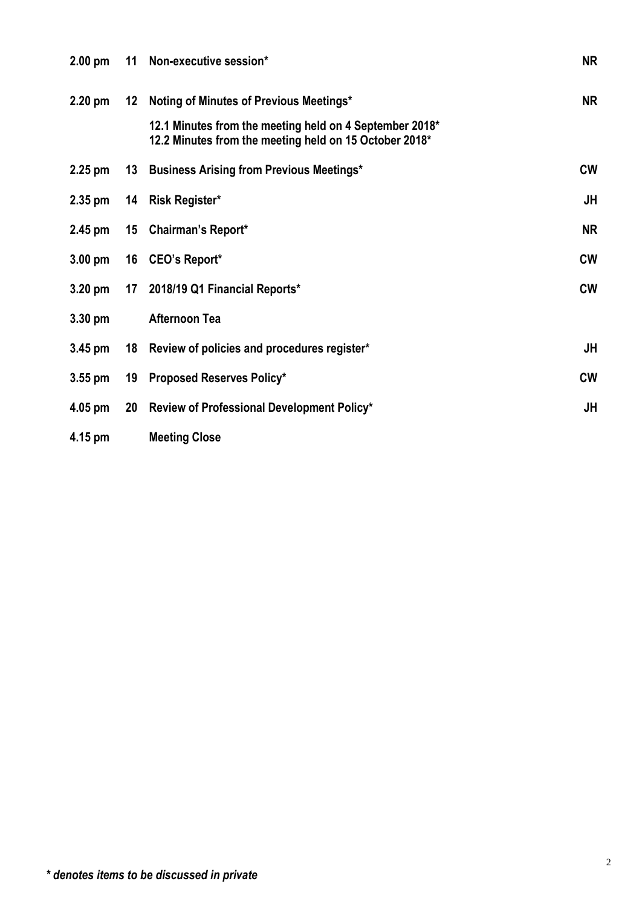| | | | |
|---|---|---|---|
| **2.00 pm** | **11** | **Non-executive session*** | **NR** |
| **2.20 pm** | **12** | **Noting of Minutes of Previous Meetings*** | **NR** |
| | | **12.1 Minutes from the meeting held on 4 September 2018*** | |
| | | **12.2 Minutes from the meeting held on 15 October 2018*** | |
| **2.25 pm** | **13** | **Business Arising from Previous Meetings*** | **CW** |
| **2.35 pm** | **14** | **Risk Register*** | **JH** |
| **2.45 pm** | **15** | **Chairman's Report*** | **NR** |
| **3.00 pm** | **16** | **CEO's Report*** | **CW** |
| **3.20 pm** | **17** | **2018/19 Q1 Financial Reports*** | **CW** |
| **3.30 pm** | | **Afternoon Tea** | |
| **3.45 pm** | **18** | **Review of policies and procedures register*** | **JH** |
| **3.55 pm** | **19** | **Proposed Reserves Policy*** | **CW** |
| **4.05 pm** | **20** | **Review of Professional Development Policy*** | **JH** |
| **4.15 pm** | | **Meeting Close** | |

***** denotes items to be discussed in private**